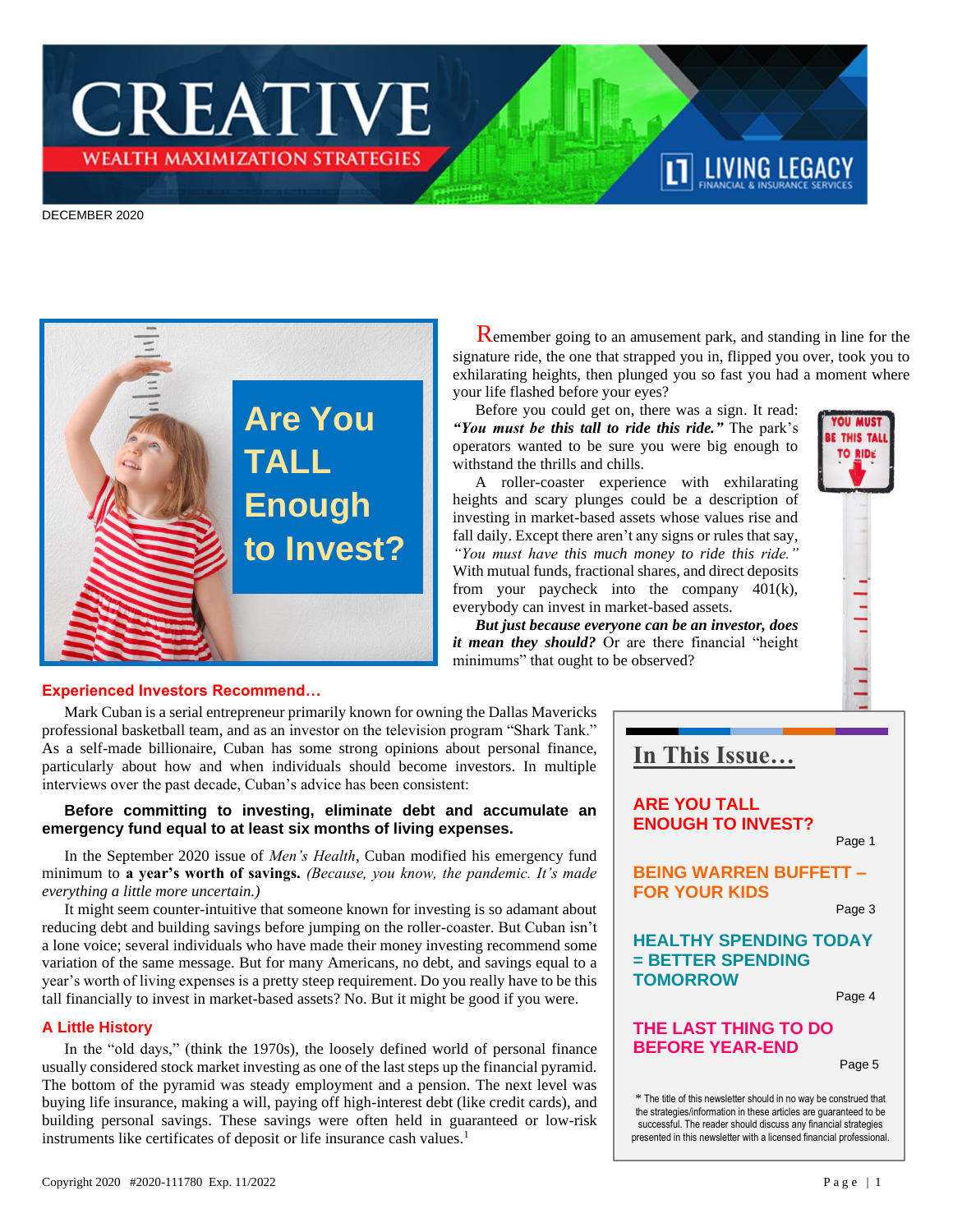# CREATIVE

WEALTH MAXIMIZATION STRATEGIES

LIVING LEGACY FINANCIAL & INSURANCE SERVICES

DECEMBER 2020

## Are You TALL Enough to Invest?

Remember going to an amusement park, and standing in line for the signature ride, the one that strapped you in, flipped you over, took you to exhilarating heights, then plunged you so fast you had a moment where your life flashed before your eyes?

Before you could get on, there was a sign. It read: ***"You must be this tall to ride this ride."*** The park's operators wanted to be sure you were big enough to withstand the thrills and chills.

A roller-coaster experience with exhilarating heights and scary plunges could be a description of investing in market-based assets whose values rise and fall daily. Except there aren't any signs or rules that say, *"You must have this much money to ride this ride."* With mutual funds, fractional shares, and direct deposits from your paycheck into the company 401(k), everybody can invest in market-based assets.

***But just because everyone can be an investor, does it mean they should?*** Or are there financial "height minimums" that ought to be observed?

### Experienced Investors Recommend…

Mark Cuban is a serial entrepreneur primarily known for owning the Dallas Mavericks professional basketball team, and as an investor on the television program "Shark Tank." As a self-made billionaire, Cuban has some strong opinions about personal finance, particularly about how and when individuals should become investors. In multiple interviews over the past decade, Cuban's advice has been consistent:

**Before committing to investing, eliminate debt and accumulate an emergency fund equal to at least six months of living expenses.**

In the September 2020 issue of *Men's Health*, Cuban modified his emergency fund minimum to **a year's worth of savings.** *(Because, you know, the pandemic. It's made everything a little more uncertain.)*

It might seem counter-intuitive that someone known for investing is so adamant about reducing debt and building savings before jumping on the roller-coaster. But Cuban isn't a lone voice; several individuals who have made their money investing recommend some variation of the same message. But for many Americans, no debt, and savings equal to a year's worth of living expenses is a pretty steep requirement. Do you really have to be this tall financially to invest in market-based assets? No. But it might be good if you were.

### A Little History

In the "old days," (think the 1970s), the loosely defined world of personal finance usually considered stock market investing as one of the last steps up the financial pyramid. The bottom of the pyramid was steady employment and a pension. The next level was buying life insurance, making a will, paying off high-interest debt (like credit cards), and building personal savings. These savings were often held in guaranteed or low-risk instruments like certificates of deposit or life insurance cash values.[1]

---

## In This Issue…

**ARE YOU TALL ENOUGH TO INVEST?** — Page 1

**BEING WARREN BUFFETT – FOR YOUR KIDS** — Page 3

**HEALTHY SPENDING TODAY = BETTER SPENDING TOMORROW** — Page 4

**THE LAST THING TO DO BEFORE YEAR-END** — Page 5

\* The title of this newsletter should in no way be construed that the strategies/information in these articles are guaranteed to be successful. The reader should discuss any financial strategies presented in this newsletter with a licensed financial professional.

Copyright 2020 #2020-111780 Exp. 11/2022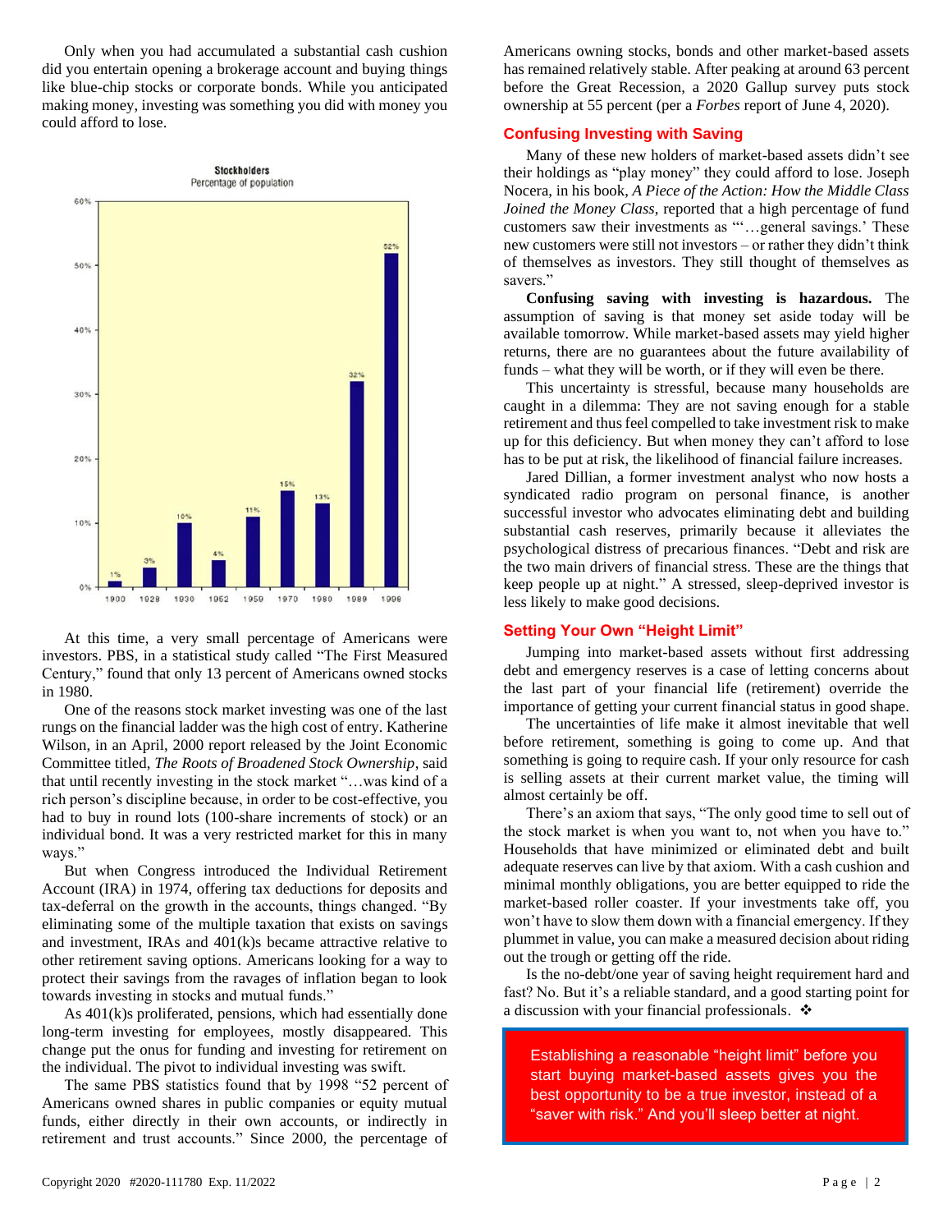Only when you had accumulated a substantial cash cushion did you entertain opening a brokerage account and buying things like blue-chip stocks or corporate bonds. While you anticipated making money, investing was something you did with money you could afford to lose.

**Stockholders**
Percentage of population

| Year | Percentage |
|---|---|
| 1900 | 1% |
| 1929 | 3% |
| 1930 | 10% |
| 1952 | 4% |
| 1959 | 11% |
| 1970 | 15% |
| 1980 | 13% |
| 1989 | 32% |
| 1998 | 52% |

At this time, a very small percentage of Americans were investors. PBS, in a statistical study called "The First Measured Century," found that only 13 percent of Americans owned stocks in 1980.

One of the reasons stock market investing was one of the last rungs on the financial ladder was the high cost of entry. Katherine Wilson, in an April, 2000 report released by the Joint Economic Committee titled, *The Roots of Broadened Stock Ownership*, said that until recently investing in the stock market "…was kind of a rich person's discipline because, in order to be cost-effective, you had to buy in round lots (100-share increments of stock) or an individual bond. It was a very restricted market for this in many ways."

But when Congress introduced the Individual Retirement Account (IRA) in 1974, offering tax deductions for deposits and tax-deferral on the growth in the accounts, things changed. "By eliminating some of the multiple taxation that exists on savings and investment, IRAs and 401(k)s became attractive relative to other retirement saving options. Americans looking for a way to protect their savings from the ravages of inflation began to look towards investing in stocks and mutual funds."

As 401(k)s proliferated, pensions, which had essentially done long-term investing for employees, mostly disappeared. This change put the onus for funding and investing for retirement on the individual. The pivot to individual investing was swift.

The same PBS statistics found that by 1998 "52 percent of Americans owned shares in public companies or equity mutual funds, either directly in their own accounts, or indirectly in retirement and trust accounts." Since 2000, the percentage of Americans owning stocks, bonds and other market-based assets has remained relatively stable. After peaking at around 63 percent before the Great Recession, a 2020 Gallup survey puts stock ownership at 55 percent (per a *Forbes* report of June 4, 2020).

## Confusing Investing with Saving

Many of these new holders of market-based assets didn't see their holdings as "play money" they could afford to lose. Joseph Nocera, in his book, *A Piece of the Action: How the Middle Class Joined the Money Class*, reported that a high percentage of fund customers saw their investments as "'…general savings.' These new customers were still not investors – or rather they didn't think of themselves as investors. They still thought of themselves as savers."

**Confusing saving with investing is hazardous.** The assumption of saving is that money set aside today will be available tomorrow. While market-based assets may yield higher returns, there are no guarantees about the future availability of funds – what they will be worth, or if they will even be there.

This uncertainty is stressful, because many households are caught in a dilemma: They are not saving enough for a stable retirement and thus feel compelled to take investment risk to make up for this deficiency. But when money they can't afford to lose has to be put at risk, the likelihood of financial failure increases.

Jared Dillian, a former investment analyst who now hosts a syndicated radio program on personal finance, is another successful investor who advocates eliminating debt and building substantial cash reserves, primarily because it alleviates the psychological distress of precarious finances. "Debt and risk are the two main drivers of financial stress. These are the things that keep people up at night." A stressed, sleep-deprived investor is less likely to make good decisions.

## Setting Your Own "Height Limit"

Jumping into market-based assets without first addressing debt and emergency reserves is a case of letting concerns about the last part of your financial life (retirement) override the importance of getting your current financial status in good shape.

The uncertainties of life make it almost inevitable that well before retirement, something is going to come up. And that something is going to require cash. If your only resource for cash is selling assets at their current market value, the timing will almost certainly be off.

There's an axiom that says, "The only good time to sell out of the stock market is when you want to, not when you have to." Households that have minimized or eliminated debt and built adequate reserves can live by that axiom. With a cash cushion and minimal monthly obligations, you are better equipped to ride the market-based roller coaster. If your investments take off, you won't have to slow them down with a financial emergency. If they plummet in value, you can make a measured decision about riding out the trough or getting off the ride.

Is the no-debt/one year of saving height requirement hard and fast? No. But it's a reliable standard, and a good starting point for a discussion with your financial professionals. ❖

Establishing a reasonable "height limit" before you start buying market-based assets gives you the best opportunity to be a true investor, instead of a "saver with risk." And you'll sleep better at night.

Copyright 2020 #2020-111780 Exp. 11/2022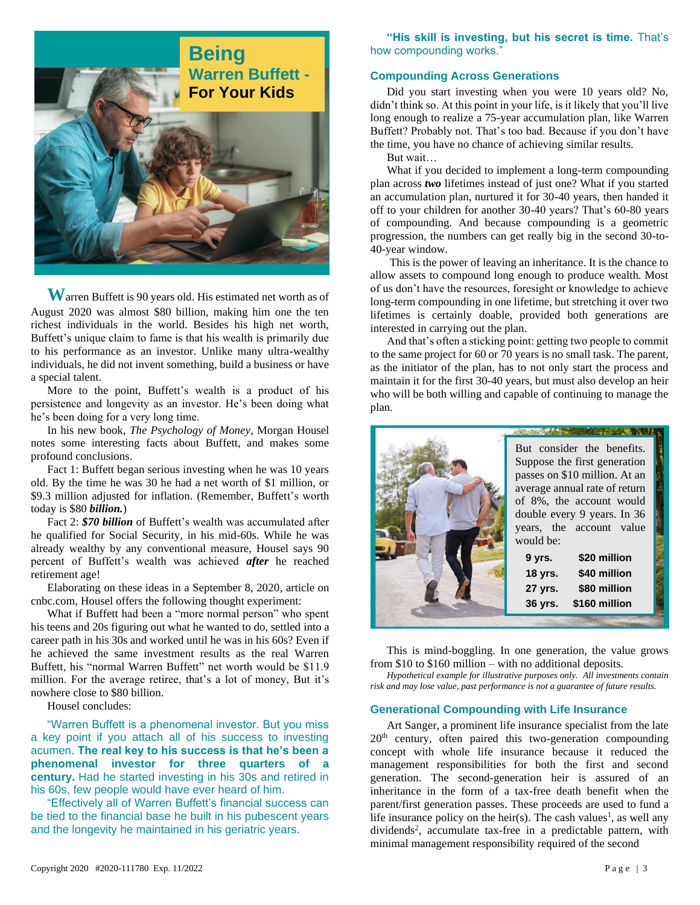# Being Warren Buffett - For Your Kids

**W**arren Buffett is 90 years old. His estimated net worth as of August 2020 was almost $80 billion, making him one the ten richest individuals in the world. Besides his high net worth, Buffett's unique claim to fame is that his wealth is primarily due to his performance as an investor. Unlike many ultra-wealthy individuals, he did not invent something, build a business or have a special talent.

More to the point, Buffett's wealth is a product of his persistence and longevity as an investor. He's been doing what he's been doing for a very long time.

In his new book, *The Psychology of Money*, Morgan Housel notes some interesting facts about Buffett, and makes some profound conclusions.

Fact 1: Buffett began serious investing when he was 10 years old. By the time he was 30 he had a net worth of $1 million, or $9.3 million adjusted for inflation. (Remember, Buffett's worth today is $80 ***billion.***)

Fact 2: ***$70 billion*** of Buffett's wealth was accumulated after he qualified for Social Security, in his mid-60s. While he was already wealthy by any conventional measure, Housel says 90 percent of Buffett's wealth was achieved ***after*** he reached retirement age!

Elaborating on these ideas in a September 8, 2020, article on cnbc.com, Housel offers the following thought experiment:

What if Buffett had been a "more normal person" who spent his teens and 20s figuring out what he wanted to do, settled into a career path in his 30s and worked until he was in his 60s? Even if he achieved the same investment results as the real Warren Buffett, his "normal Warren Buffett" net worth would be $11.9 million. For the average retiree, that's a lot of money, But it's nowhere close to $80 billion.

Housel concludes:

"Warren Buffett is a phenomenal investor. But you miss a key point if you attach all of his success to investing acumen. **The real key to his success is that he's been a phenomenal investor for three quarters of a century.** Had he started investing in his 30s and retired in his 60s, few people would have ever heard of him.

"Effectively all of Warren Buffett's financial success can be tied to the financial base he built in his pubescent years and the longevity he maintained in his geriatric years.

**"His skill is investing, but his secret is time.** That's how compounding works."

### Compounding Across Generations

Did you start investing when you were 10 years old? No, didn't think so. At this point in your life, is it likely that you'll live long enough to realize a 75-year accumulation plan, like Warren Buffett? Probably not. That's too bad. Because if you don't have the time, you have no chance of achieving similar results.

But wait…

What if you decided to implement a long-term compounding plan across ***two*** lifetimes instead of just one? What if you started an accumulation plan, nurtured it for 30-40 years, then handed it off to your children for another 30-40 years? That's 60-80 years of compounding. And because compounding is a geometric progression, the numbers can get really big in the second 30-to-40-year window.

This is the power of leaving an inheritance. It is the chance to allow assets to compound long enough to produce wealth. Most of us don't have the resources, foresight or knowledge to achieve long-term compounding in one lifetime, but stretching it over two lifetimes is certainly doable, provided both generations are interested in carrying out the plan.

And that's often a sticking point: getting two people to commit to the same project for 60 or 70 years is no small task. The parent, as the initiator of the plan, has to not only start the process and maintain it for the first 30-40 years, but must also develop an heir who will be both willing and capable of continuing to manage the plan.

But consider the benefits. Suppose the first generation passes on $10 million. At an average annual rate of return of 8%, the account would double every 9 years. In 36 years, the account value would be:

| | |
|---|---|
| **9 yrs.** | **$20 million** |
| **18 yrs.** | **$40 million** |
| **27 yrs.** | **$80 million** |
| **36 yrs.** | **$160 million** |

This is mind-boggling. In one generation, the value grows from $10 to $160 million – with no additional deposits.

*Hypothetical example for illustrative purposes only. All investments contain risk and may lose value, past performance is not a guarantee of future results.*

### Generational Compounding with Life Insurance

Art Sanger, a prominent life insurance specialist from the late 20th century, often paired this two-generation compounding concept with whole life insurance because it reduced the management responsibilities for both the first and second generation. The second-generation heir is assured of an inheritance in the form of a tax-free death benefit when the parent/first generation passes. These proceeds are used to fund a life insurance policy on the heir(s). The cash values[1], as well any dividends[2], accumulate tax-free in a predictable pattern, with minimal management responsibility required of the second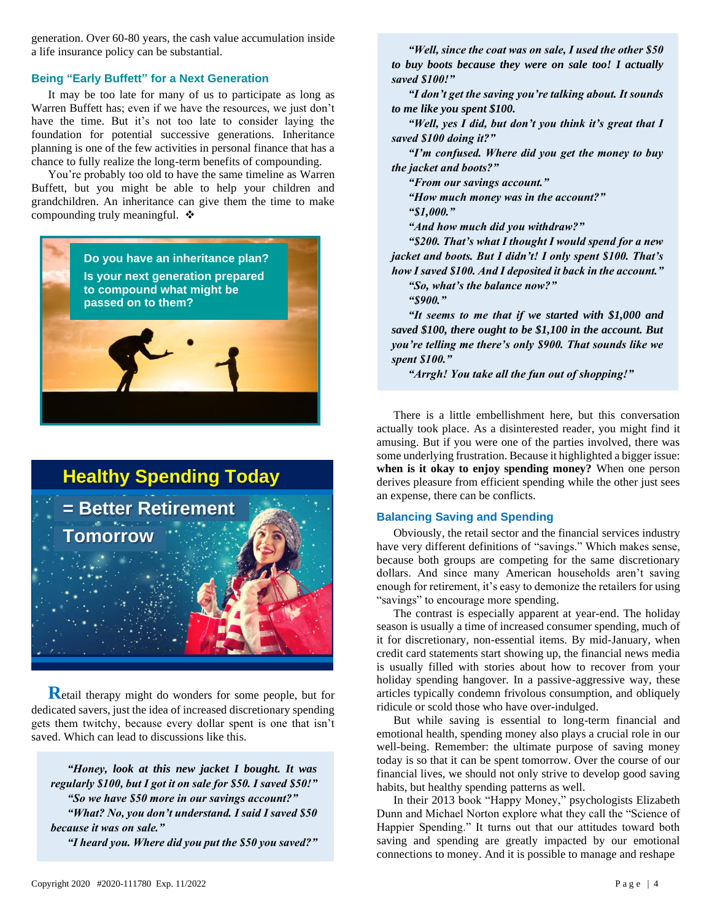generation. Over 60-80 years, the cash value accumulation inside a life insurance policy can be substantial.

### Being "Early Buffett" for a Next Generation

It may be too late for many of us to participate as long as Warren Buffett has; even if we have the resources, we just don't have the time. But it's not too late to consider laying the foundation for potential successive generations. Inheritance planning is one of the few activities in personal finance that has a chance to fully realize the long-term benefits of compounding.

You're probably too old to have the same timeline as Warren Buffett, but you might be able to help your children and grandchildren. An inheritance can give them the time to make compounding truly meaningful. ❖

**Do you have an inheritance plan?**
**Is your next generation prepared to compound what might be passed on to them?**

## Healthy Spending Today = Better Retirement Tomorrow

Retail therapy might do wonders for some people, but for dedicated savers, just the idea of increased discretionary spending gets them twitchy, because every dollar spent is one that isn't saved. Which can lead to discussions like this.

***"Honey, look at this new jacket I bought. It was regularly $100, but I got it on sale for $50. I saved $50!"***

***"So we have $50 more in our savings account?"***

***"What? No, you don't understand. I said I saved $50 because it was on sale."***

***"I heard you. Where did you put the $50 you saved?"***

***"Well, since the coat was on sale, I used the other $50 to buy boots because they were on sale too! I actually saved $100!"***

***"I don't get the saving you're talking about. It sounds to me like you spent $100.***

***"Well, yes I did, but don't you think it's great that I saved $100 doing it?"***

***"I'm confused. Where did you get the money to buy the jacket and boots?"***

***"From our savings account."***

***"How much money was in the account?"***

***"$1,000."***

***"And how much did you withdraw?"***

***"$200. That's what I thought I would spend for a new jacket and boots. But I didn't! I only spent $100. That's how I saved $100. And I deposited it back in the account."***

***"So, what's the balance now?"***

***"$900."***

***"It seems to me that if we started with $1,000 and saved $100, there ought to be $1,100 in the account. But you're telling me there's only $900. That sounds like we spent $100."***

***"Arrgh! You take all the fun out of shopping!"***

There is a little embellishment here, but this conversation actually took place. As a disinterested reader, you might find it amusing. But if you were one of the parties involved, there was some underlying frustration. Because it highlighted a bigger issue: **when is it okay to enjoy spending money?** When one person derives pleasure from efficient spending while the other just sees an expense, there can be conflicts.

### Balancing Saving and Spending

Obviously, the retail sector and the financial services industry have very different definitions of "savings." Which makes sense, because both groups are competing for the same discretionary dollars. And since many American households aren't saving enough for retirement, it's easy to demonize the retailers for using "savings" to encourage more spending.

The contrast is especially apparent at year-end. The holiday season is usually a time of increased consumer spending, much of it for discretionary, non-essential items. By mid-January, when credit card statements start showing up, the financial news media is usually filled with stories about how to recover from your holiday spending hangover. In a passive-aggressive way, these articles typically condemn frivolous consumption, and obliquely ridicule or scold those who have over-indulged.

But while saving is essential to long-term financial and emotional health, spending money also plays a crucial role in our well-being. Remember: the ultimate purpose of saving money today is so that it can be spent tomorrow. Over the course of our financial lives, we should not only strive to develop good saving habits, but healthy spending patterns as well.

In their 2013 book "Happy Money," psychologists Elizabeth Dunn and Michael Norton explore what they call the "Science of Happier Spending." It turns out that our attitudes toward both saving and spending are greatly impacted by our emotional connections to money. And it is possible to manage and reshape

Copyright 2020 #2020-111780 Exp. 11/2022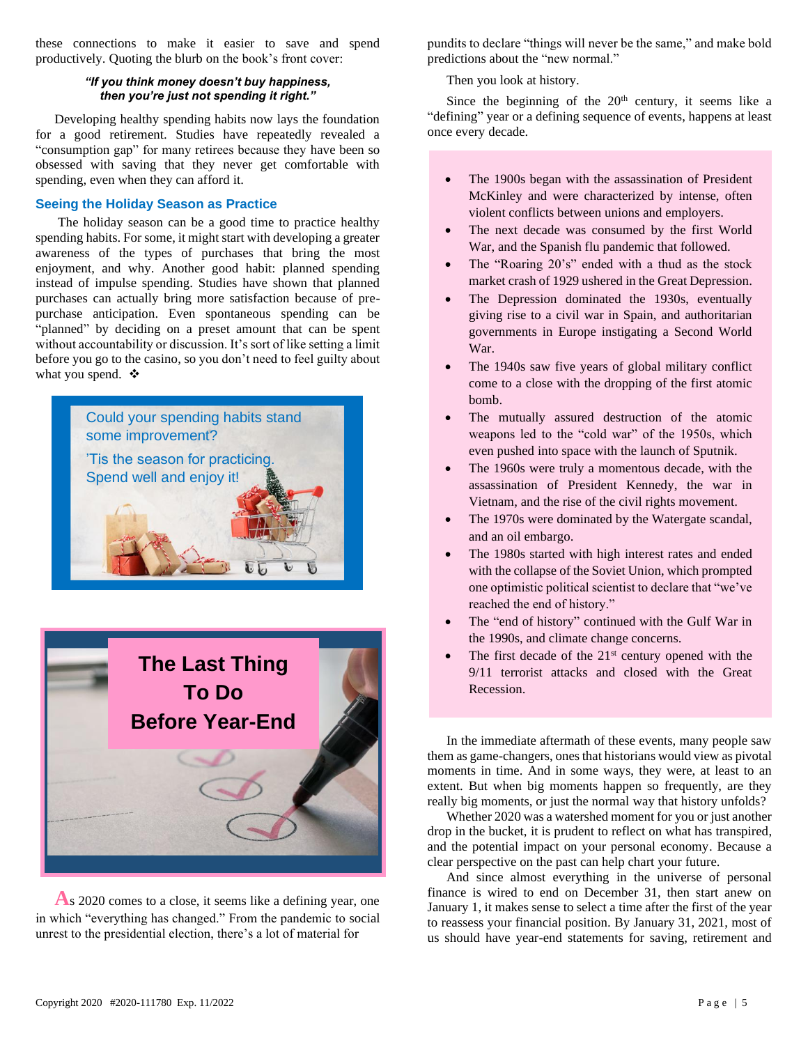these connections to make it easier to save and spend productively. Quoting the blurb on the book's front cover:

***"If you think money doesn't buy happiness, then you're just not spending it right."***

Developing healthy spending habits now lays the foundation for a good retirement. Studies have repeatedly revealed a "consumption gap" for many retirees because they have been so obsessed with saving that they never get comfortable with spending, even when they can afford it.

### Seeing the Holiday Season as Practice

The holiday season can be a good time to practice healthy spending habits. For some, it might start with developing a greater awareness of the types of purchases that bring the most enjoyment, and why. Another good habit: planned spending instead of impulse spending. Studies have shown that planned purchases can actually bring more satisfaction because of pre-purchase anticipation. Even spontaneous spending can be "planned" by deciding on a preset amount that can be spent without accountability or discussion. It's sort of like setting a limit before you go to the casino, so you don't need to feel guilty about what you spend. ❖

Could your spending habits stand some improvement?

'Tis the season for practicing. Spend well and enjoy it!

## The Last Thing To Do Before Year-End

As 2020 comes to a close, it seems like a defining year, one in which "everything has changed." From the pandemic to social unrest to the presidential election, there's a lot of material for pundits to declare "things will never be the same," and make bold predictions about the "new normal."

Then you look at history.

Since the beginning of the 20th century, it seems like a "defining" year or a defining sequence of events, happens at least once every decade.

- The 1900s began with the assassination of President McKinley and were characterized by intense, often violent conflicts between unions and employers.
- The next decade was consumed by the first World War, and the Spanish flu pandemic that followed.
- The "Roaring 20's" ended with a thud as the stock market crash of 1929 ushered in the Great Depression.
- The Depression dominated the 1930s, eventually giving rise to a civil war in Spain, and authoritarian governments in Europe instigating a Second World War.
- The 1940s saw five years of global military conflict come to a close with the dropping of the first atomic bomb.
- The mutually assured destruction of the atomic weapons led to the "cold war" of the 1950s, which even pushed into space with the launch of Sputnik.
- The 1960s were truly a momentous decade, with the assassination of President Kennedy, the war in Vietnam, and the rise of the civil rights movement.
- The 1970s were dominated by the Watergate scandal, and an oil embargo.
- The 1980s started with high interest rates and ended with the collapse of the Soviet Union, which prompted one optimistic political scientist to declare that "we've reached the end of history."
- The "end of history" continued with the Gulf War in the 1990s, and climate change concerns.
- The first decade of the 21st century opened with the 9/11 terrorist attacks and closed with the Great Recession.

In the immediate aftermath of these events, many people saw them as game-changers, ones that historians would view as pivotal moments in time. And in some ways, they were, at least to an extent. But when big moments happen so frequently, are they really big moments, or just the normal way that history unfolds?

Whether 2020 was a watershed moment for you or just another drop in the bucket, it is prudent to reflect on what has transpired, and the potential impact on your personal economy. Because a clear perspective on the past can help chart your future.

And since almost everything in the universe of personal finance is wired to end on December 31, then start anew on January 1, it makes sense to select a time after the first of the year to reassess your financial position. By January 31, 2021, most of us should have year-end statements for saving, retirement and

Copyright 2020 #2020-111780 Exp. 11/2022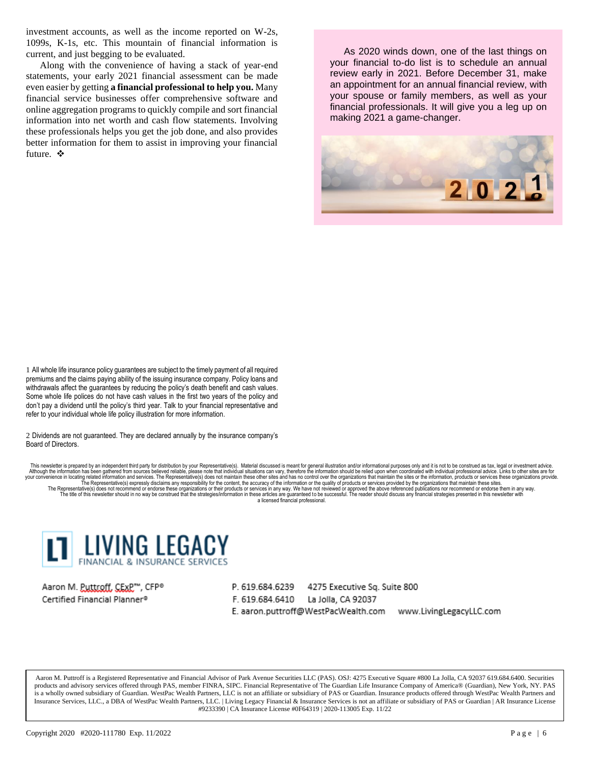investment accounts, as well as the income reported on W-2s, 1099s, K-1s, etc. This mountain of financial information is current, and just begging to be evaluated.

Along with the convenience of having a stack of year-end statements, your early 2021 financial assessment can be made even easier by getting **a financial professional to help you.** Many financial service businesses offer comprehensive software and online aggregation programs to quickly compile and sort financial information into net worth and cash flow statements. Involving these professionals helps you get the job done, and also provides better information for them to assist in improving your financial future. ❖

As 2020 winds down, one of the last things on your financial to-do list is to schedule an annual review early in 2021. Before December 31, make an appointment for an annual financial review, with your spouse or family members, as well as your financial professionals. It will give you a leg up on making 2021 a game-changer.

1 All whole life insurance policy guarantees are subject to the timely payment of all required premiums and the claims paying ability of the issuing insurance company. Policy loans and withdrawals affect the guarantees by reducing the policy's death benefit and cash values. Some whole life polices do not have cash values in the first two years of the policy and don't pay a dividend until the policy's third year. Talk to your financial representative and refer to your individual whole life policy illustration for more information.

2 Dividends are not guaranteed. They are declared annually by the insurance company's Board of Directors.

This newsletter is prepared by an independent third party for distribution by your Representative(s). Material discussed is meant for general illustration and/or informational purposes only and it is not to be construed as tax, legal or investment advice. Although the information has been gathered from sources believed reliable, please note that individual situations can vary, therefore the information should be relied upon when coordinated with individual professional advice. Links to other sites are for your convenience in locating related information and services. The Representative(s) does not maintain these other sites and has no control over the organizations that maintain the sites or the information, products or services these organizations provide. The Representative(s) expressly disclaims any responsibility for the content, the accuracy of the information or the quality of products or services provided by the organizations that maintain these sites. The Representative(s) does not recommend or endorse these organizations or their products or services in any way. We have not reviewed or approved the above referenced publications nor recommend or endorse them in any way. The title of this newsletter should in no way be construed that the strategies/information in these articles are guaranteed to be successful. The reader should discuss any financial strategies presented in this newsletter with a licensed financial professional.

LIVING LEGACY
FINANCIAL & INSURANCE SERVICES

Aaron M. Puttroff, CExP™, CFP®
Certified Financial Planner®

P. 619.684.6239 4275 Executive Sq. Suite 800
F. 619.684.6410 La Jolla, CA 92037
E. aaron.puttroff@WestPacWealth.com www.LivingLegacyLLC.com

Aaron M. Puttroff is a Registered Representative and Financial Advisor of Park Avenue Securities LLC (PAS). OSJ: 4275 Executive Square #800 La Jolla, CA 92037 619.684.6400. Securities products and advisory services offered through PAS, member FINRA, SIPC. Financial Representative of The Guardian Life Insurance Company of America® (Guardian), New York, NY. PAS is a wholly owned subsidiary of Guardian. WestPac Wealth Partners, LLC is not an affiliate or subsidiary of PAS or Guardian. Insurance products offered through WestPac Wealth Partners and Insurance Services, LLC., a DBA of WestPac Wealth Partners, LLC. | Living Legacy Financial & Insurance Services is not an affiliate or subsidiary of PAS or Guardian | AR Insurance License #9233390 | CA Insurance License #0F64319 | 2020-113005 Exp. 11/22

Copyright 2020 #2020-111780 Exp. 11/2022